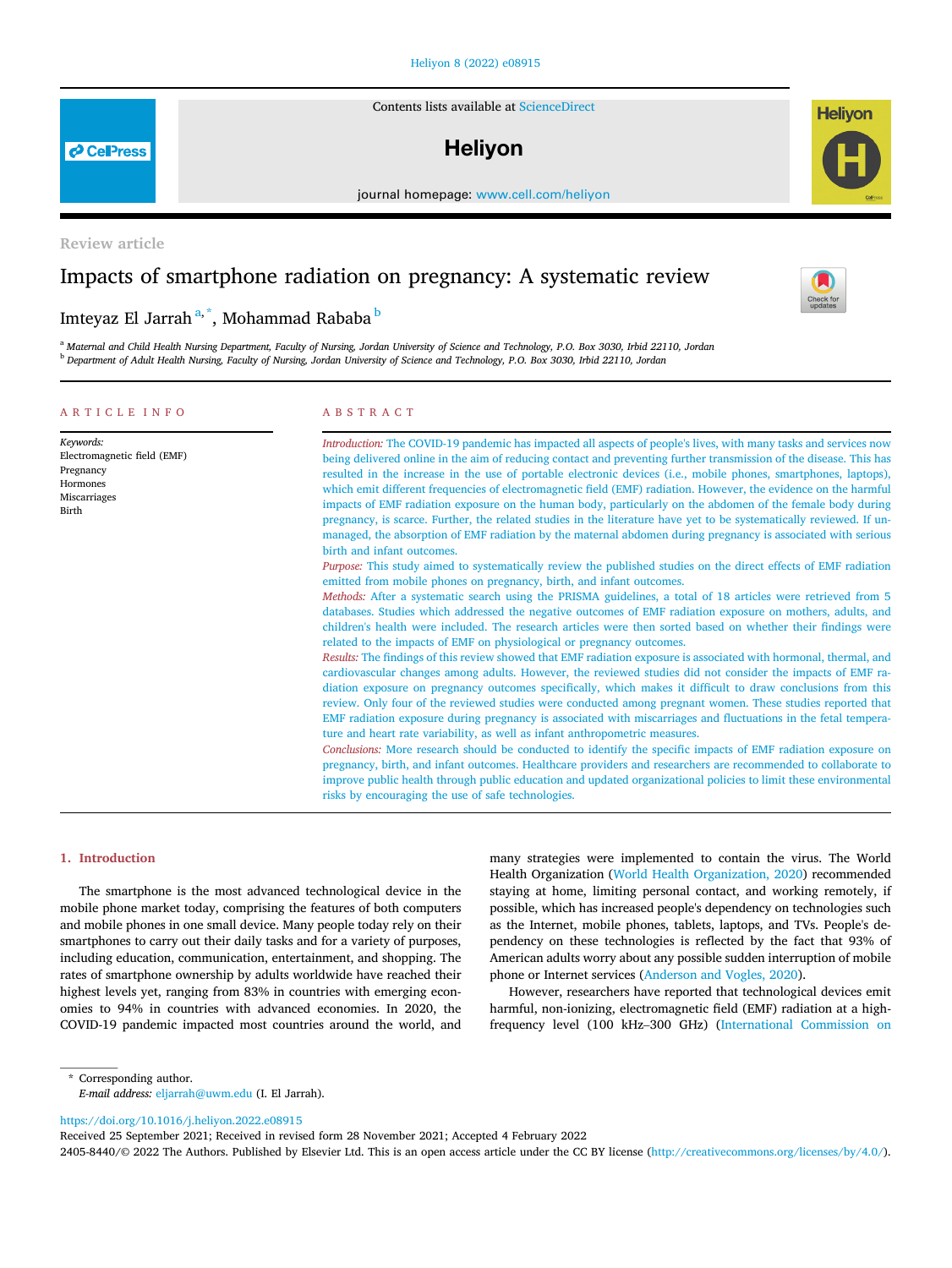Review article

# Impacts of smartphone radiation on pregnancy: A systematic review

Imteyaz El Jarrah[a,*], Mohammad Rababa[b]

[a] Maternal and Child Health Nursing Department, Faculty of Nursing, Jordan University of Science and Technology, P.O. Box 3030, Irbid 22110, Jordan

[b] Department of Adult Health Nursing, Faculty of Nursing, Jordan University of Science and Technology, P.O. Box 3030, Irbid 22110, Jordan

## ARTICLE INFO

*Keywords:*
Electromagnetic field (EMF)
Pregnancy
Hormones
Miscarriages
Birth

## ABSTRACT

*Introduction:* The COVID-19 pandemic has impacted all aspects of people's lives, with many tasks and services now being delivered online in the aim of reducing contact and preventing further transmission of the disease. This has resulted in the increase in the use of portable electronic devices (i.e., mobile phones, smartphones, laptops), which emit different frequencies of electromagnetic field (EMF) radiation. However, the evidence on the harmful impacts of EMF radiation exposure on the human body, particularly on the abdomen of the female body during pregnancy, is scarce. Further, the related studies in the literature have yet to be systematically reviewed. If unmanaged, the absorption of EMF radiation by the maternal abdomen during pregnancy is associated with serious birth and infant outcomes.

*Purpose:* This study aimed to systematically review the published studies on the direct effects of EMF radiation emitted from mobile phones on pregnancy, birth, and infant outcomes.

*Methods:* After a systematic search using the PRISMA guidelines, a total of 18 articles were retrieved from 5 databases. Studies which addressed the negative outcomes of EMF radiation exposure on mothers, adults, and children's health were included. The research articles were then sorted based on whether their findings were related to the impacts of EMF on physiological or pregnancy outcomes.

*Results:* The findings of this review showed that EMF radiation exposure is associated with hormonal, thermal, and cardiovascular changes among adults. However, the reviewed studies did not consider the impacts of EMF radiation exposure on pregnancy outcomes specifically, which makes it difficult to draw conclusions from this review. Only four of the reviewed studies were conducted among pregnant women. These studies reported that EMF radiation exposure during pregnancy is associated with miscarriages and fluctuations in the fetal temperature and heart rate variability, as well as infant anthropometric measures.

*Conclusions:* More research should be conducted to identify the specific impacts of EMF radiation exposure on pregnancy, birth, and infant outcomes. Healthcare providers and researchers are recommended to collaborate to improve public health through public education and updated organizational policies to limit these environmental risks by encouraging the use of safe technologies.

## 1. Introduction

The smartphone is the most advanced technological device in the mobile phone market today, comprising the features of both computers and mobile phones in one small device. Many people today rely on their smartphones to carry out their daily tasks and for a variety of purposes, including education, communication, entertainment, and shopping. The rates of smartphone ownership by adults worldwide have reached their highest levels yet, ranging from 83% in countries with emerging economies to 94% in countries with advanced economies. In 2020, the COVID-19 pandemic impacted most countries around the world, and many strategies were implemented to contain the virus. The World Health Organization (World Health Organization, 2020) recommended staying at home, limiting personal contact, and working remotely, if possible, which has increased people's dependency on technologies such as the Internet, mobile phones, tablets, laptops, and TVs. People's dependency on these technologies is reflected by the fact that 93% of American adults worry about any possible sudden interruption of mobile phone or Internet services (Anderson and Vogles, 2020).

However, researchers have reported that technological devices emit harmful, non-ionizing, electromagnetic field (EMF) radiation at a high-frequency level (100 kHz–300 GHz) (International Commission on

* Corresponding author.
*E-mail address:* eljarrah@uwm.edu (I. El Jarrah).

https://doi.org/10.1016/j.heliyon.2022.e08915
Received 25 September 2021; Received in revised form 28 November 2021; Accepted 4 February 2022
2405-8440/© 2022 The Authors. Published by Elsevier Ltd. This is an open access article under the CC BY license (http://creativecommons.org/licenses/by/4.0/).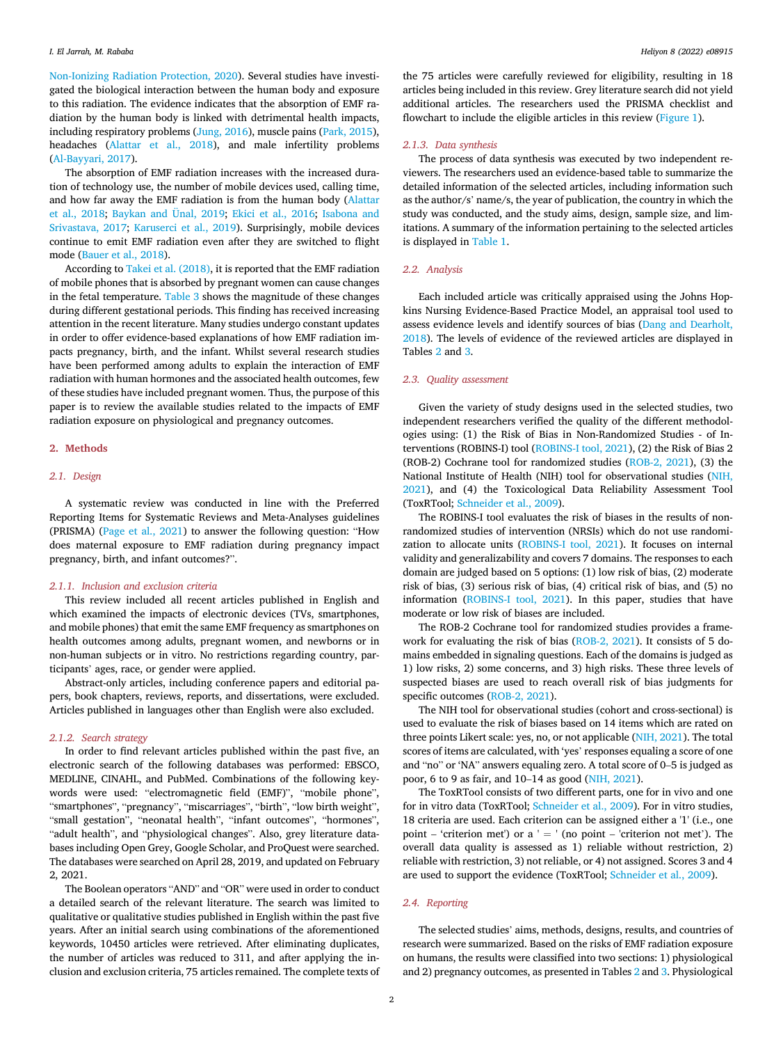Non-Ionizing Radiation Protection, 2020). Several studies have investigated the biological interaction between the human body and exposure to this radiation. The evidence indicates that the absorption of EMF radiation by the human body is linked with detrimental health impacts, including respiratory problems (Jung, 2016), muscle pains (Park, 2015), headaches (Alattar et al., 2018), and male infertility problems (Al-Bayyari, 2017).

The absorption of EMF radiation increases with the increased duration of technology use, the number of mobile devices used, calling time, and how far away the EMF radiation is from the human body (Alattar et al., 2018; Baykan and Ünal, 2019; Ekici et al., 2016; Isabona and Srivastava, 2017; Karuserci et al., 2019). Surprisingly, mobile devices continue to emit EMF radiation even after they are switched to flight mode (Bauer et al., 2018).

According to Takei et al. (2018), it is reported that the EMF radiation of mobile phones that is absorbed by pregnant women can cause changes in the fetal temperature. Table 3 shows the magnitude of these changes during different gestational periods. This finding has received increasing attention in the recent literature. Many studies undergo constant updates in order to offer evidence-based explanations of how EMF radiation impacts pregnancy, birth, and the infant. Whilst several research studies have been performed among adults to explain the interaction of EMF radiation with human hormones and the associated health outcomes, few of these studies have included pregnant women. Thus, the purpose of this paper is to review the available studies related to the impacts of EMF radiation exposure on physiological and pregnancy outcomes.

## 2. Methods

### 2.1. Design

A systematic review was conducted in line with the Preferred Reporting Items for Systematic Reviews and Meta-Analyses guidelines (PRISMA) (Page et al., 2021) to answer the following question: "How does maternal exposure to EMF radiation during pregnancy impact pregnancy, birth, and infant outcomes?".

#### 2.1.1. Inclusion and exclusion criteria

This review included all recent articles published in English and which examined the impacts of electronic devices (TVs, smartphones, and mobile phones) that emit the same EMF frequency as smartphones on health outcomes among adults, pregnant women, and newborns or in non-human subjects or in vitro. No restrictions regarding country, participants' ages, race, or gender were applied.

Abstract-only articles, including conference papers and editorial papers, book chapters, reviews, reports, and dissertations, were excluded. Articles published in languages other than English were also excluded.

#### 2.1.2. Search strategy

In order to find relevant articles published within the past five, an electronic search of the following databases was performed: EBSCO, MEDLINE, CINAHL, and PubMed. Combinations of the following keywords were used: "electromagnetic field (EMF)", "mobile phone", "smartphones", "pregnancy", "miscarriages", "birth", "low birth weight", "small gestation", "neonatal health", "infant outcomes", "hormones", "adult health", and "physiological changes". Also, grey literature databases including Open Grey, Google Scholar, and ProQuest were searched. The databases were searched on April 28, 2019, and updated on February 2, 2021.

The Boolean operators "AND" and "OR" were used in order to conduct a detailed search of the relevant literature. The search was limited to qualitative or qualitative studies published in English within the past five years. After an initial search using combinations of the aforementioned keywords, 10450 articles were retrieved. After eliminating duplicates, the number of articles was reduced to 311, and after applying the inclusion and exclusion criteria, 75 articles remained. The complete texts of the 75 articles were carefully reviewed for eligibility, resulting in 18 articles being included in this review. Grey literature search did not yield additional articles. The researchers used the PRISMA checklist and flowchart to include the eligible articles in this review (Figure 1).

#### 2.1.3. Data synthesis

The process of data synthesis was executed by two independent reviewers. The researchers used an evidence-based table to summarize the detailed information of the selected articles, including information such as the author/s' name/s, the year of publication, the country in which the study was conducted, and the study aims, design, sample size, and limitations. A summary of the information pertaining to the selected articles is displayed in Table 1.

### 2.2. Analysis

Each included article was critically appraised using the Johns Hopkins Nursing Evidence-Based Practice Model, an appraisal tool used to assess evidence levels and identify sources of bias (Dang and Dearholt, 2018). The levels of evidence of the reviewed articles are displayed in Tables 2 and 3.

### 2.3. Quality assessment

Given the variety of study designs used in the selected studies, two independent researchers verified the quality of the different methodologies using: (1) the Risk of Bias in Non-Randomized Studies - of Interventions (ROBINS-I) tool (ROBINS-I tool, 2021), (2) the Risk of Bias 2 (ROB-2) Cochrane tool for randomized studies (ROB-2, 2021), (3) the National Institute of Health (NIH) tool for observational studies (NIH, 2021), and (4) the Toxicological Data Reliability Assessment Tool (ToxRTool; Schneider et al., 2009).

The ROBINS-I tool evaluates the risk of biases in the results of non-randomized studies of intervention (NRSIs) which do not use randomization to allocate units (ROBINS-I tool, 2021). It focuses on internal validity and generalizability and covers 7 domains. The responses to each domain are judged based on 5 options: (1) low risk of bias, (2) moderate risk of bias, (3) serious risk of bias, (4) critical risk of bias, and (5) no information (ROBINS-I tool, 2021). In this paper, studies that have moderate or low risk of biases are included.

The ROB-2 Cochrane tool for randomized studies provides a framework for evaluating the risk of bias (ROB-2, 2021). It consists of 5 domains embedded in signaling questions. Each of the domains is judged as 1) low risks, 2) some concerns, and 3) high risks. These three levels of suspected biases are used to reach overall risk of bias judgments for specific outcomes (ROB-2, 2021).

The NIH tool for observational studies (cohort and cross-sectional) is used to evaluate the risk of biases based on 14 items which are rated on three points Likert scale: yes, no, or not applicable (NIH, 2021). The total scores of items are calculated, with 'yes' responses equaling a score of one and "no" or 'NA' answers equaling zero. A total score of 0–5 is judged as poor, 6 to 9 as fair, and 10–14 as good (NIH, 2021).

The ToxRTool consists of two different parts, one for in vivo and one for in vitro data (ToxRTool; Schneider et al., 2009). For in vitro studies, 18 criteria are used. Each criterion can be assigned either a '1' (i.e., one point – 'criterion met') or a ' = ' (no point – 'criterion not met'). The overall data quality is assessed as 1) reliable without restriction, 2) reliable with restriction, 3) not reliable, or 4) not assigned. Scores 3 and 4 are used to support the evidence (ToxRTool; Schneider et al., 2009).

### 2.4. Reporting

The selected studies' aims, methods, designs, results, and countries of research were summarized. Based on the risks of EMF radiation exposure on humans, the results were classified into two sections: 1) physiological and 2) pregnancy outcomes, as presented in Tables 2 and 3. Physiological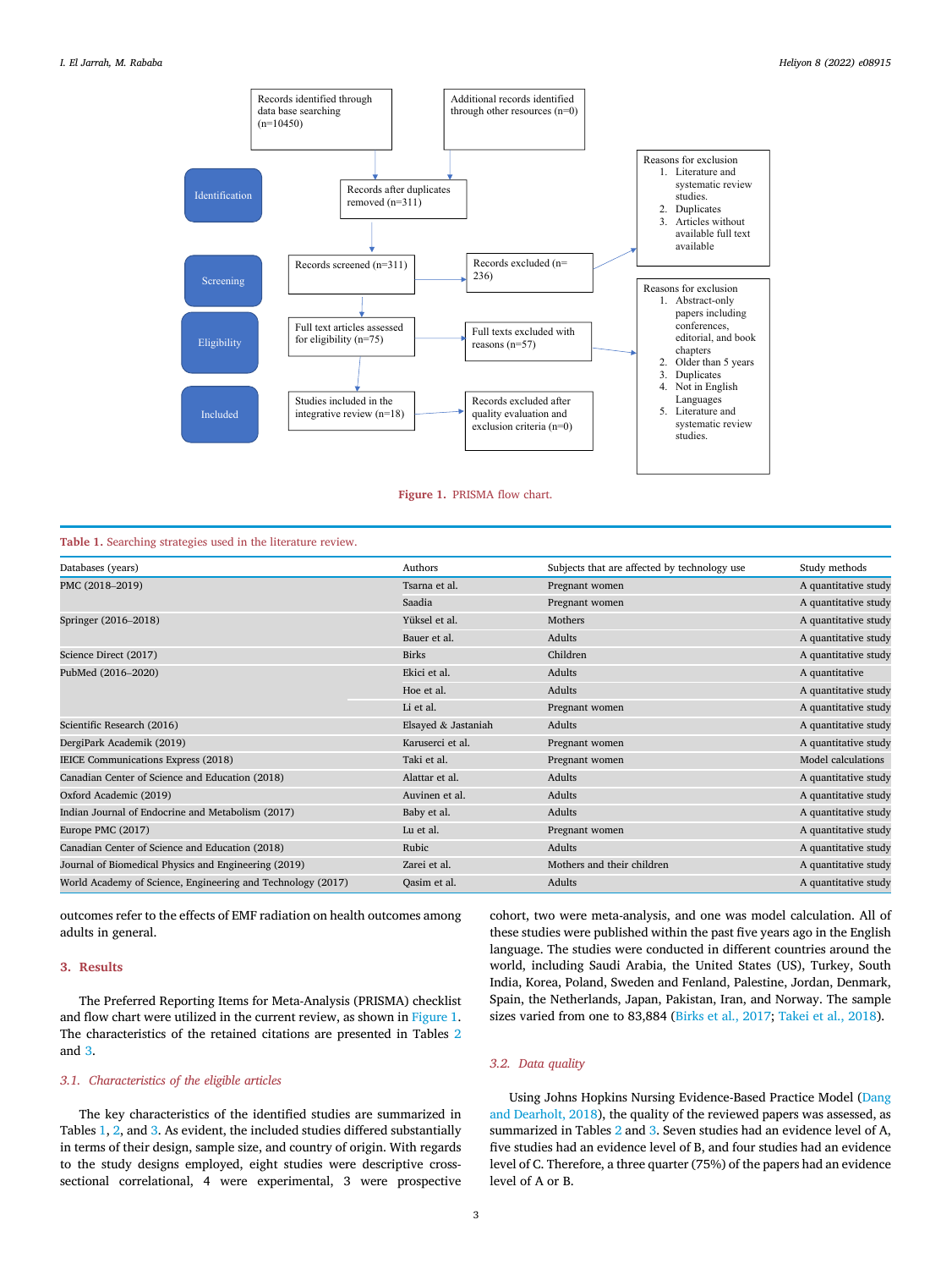Records identified through data base searching (n=10450)

Additional records identified through other resources (n=0)

Identification

Records after duplicates removed (n=311)

Reasons for exclusion
1. Literature and systematic review studies.
2. Duplicates
3. Articles without available full text available

Screening

Records screened (n=311)

Records excluded (n= 236)

Eligibility

Full text articles assessed for eligibility (n=75)

Full texts excluded with reasons (n=57)

Reasons for exclusion
1. Abstract-only papers including conferences, editorial, and book chapters
2. Older than 5 years
3. Duplicates
4. Not in English Languages
5. Literature and systematic review studies.

Included

Studies included in the integrative review (n=18)

Records excluded after quality evaluation and exclusion criteria (n=0)

**Figure 1.** PRISMA flow chart.

**Table 1.** Searching strategies used in the literature review.

| Databases (years) | Authors | Subjects that are affected by technology use | Study methods |
|---|---|---|---|
| PMC (2018–2019) | Tsarna et al. | Pregnant women | A quantitative study |
| | Saadia | Pregnant women | A quantitative study |
| Springer (2016–2018) | Yüksel et al. | Mothers | A quantitative study |
| | Bauer et al. | Adults | A quantitative study |
| Science Direct (2017) | Birks | Children | A quantitative study |
| PubMed (2016–2020) | Ekici et al. | Adults | A quantitative |
| | Hoe et al. | Adults | A quantitative study |
| | Li et al. | Pregnant women | A quantitative study |
| Scientific Research (2016) | Elsayed & Jastaniah | Adults | A quantitative study |
| DergiPark Academik (2019) | Karuserci et al. | Pregnant women | A quantitative study |
| IEICE Communications Express (2018) | Taki et al. | Pregnant women | Model calculations |
| Canadian Center of Science and Education (2018) | Alattar et al. | Adults | A quantitative study |
| Oxford Academic (2019) | Auvinen et al. | Adults | A quantitative study |
| Indian Journal of Endocrine and Metabolism (2017) | Baby et al. | Adults | A quantitative study |
| Europe PMC (2017) | Lu et al. | Pregnant women | A quantitative study |
| Canadian Center of Science and Education (2018) | Rubic | Adults | A quantitative study |
| Journal of Biomedical Physics and Engineering (2019) | Zarei et al. | Mothers and their children | A quantitative study |
| World Academy of Science, Engineering and Technology (2017) | Qasim et al. | Adults | A quantitative study |

outcomes refer to the effects of EMF radiation on health outcomes among adults in general.

## 3. Results

The Preferred Reporting Items for Meta-Analysis (PRISMA) checklist and flow chart were utilized in the current review, as shown in Figure 1. The characteristics of the retained citations are presented in Tables 2 and 3.

### 3.1. Characteristics of the eligible articles

The key characteristics of the identified studies are summarized in Tables 1, 2, and 3. As evident, the included studies differed substantially in terms of their design, sample size, and country of origin. With regards to the study designs employed, eight studies were descriptive cross-sectional correlational, 4 were experimental, 3 were prospective cohort, two were meta-analysis, and one was model calculation. All of these studies were published within the past five years ago in the English language. The studies were conducted in different countries around the world, including Saudi Arabia, the United States (US), Turkey, South India, Korea, Poland, Sweden and Fenland, Palestine, Jordan, Denmark, Spain, the Netherlands, Japan, Pakistan, Iran, and Norway. The sample sizes varied from one to 83,884 (Birks et al., 2017; Takei et al., 2018).

### 3.2. Data quality

Using Johns Hopkins Nursing Evidence-Based Practice Model (Dang and Dearholt, 2018), the quality of the reviewed papers was assessed, as summarized in Tables 2 and 3. Seven studies had an evidence level of A, five studies had an evidence level of B, and four studies had an evidence level of C. Therefore, a three quarter (75%) of the papers had an evidence level of A or B.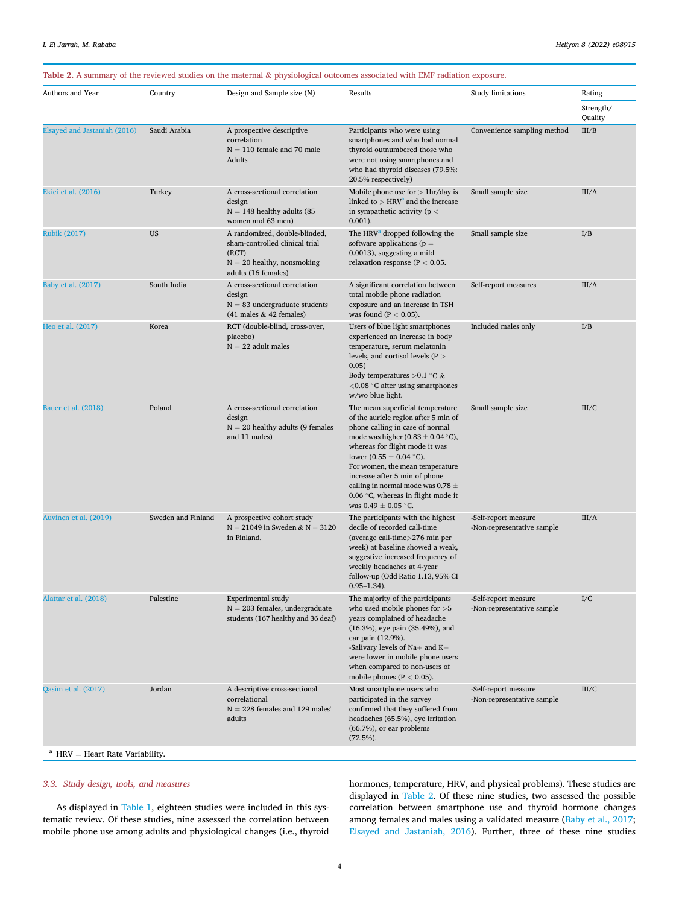**Table 2.** A summary of the reviewed studies on the maternal & physiological outcomes associated with EMF radiation exposure.

| Authors and Year | Country | Design and Sample size (N) | Results | Study limitations | Rating Strength/ Quality |
|---|---|---|---|---|---|
| Elsayed and Jastaniah (2016) | Saudi Arabia | A prospective descriptive correlation N = 110 female and 70 male Adults | Participants who were using smartphones and who had normal thyroid outnumbered those who were not using smartphones and who had thyroid diseases (79.5%: 20.5% respectively) | Convenience sampling method | III/B |
| Ekici et al. (2016) | Turkey | A cross-sectional correlation design N = 148 healthy adults (85 women and 63 men) | Mobile phone use for > 1hr/day is linked to > HRV[a] and the increase in sympathetic activity ($p < 0.001$). | Small sample size | III/A |
| Rubik (2017) | US | A randomized, double-blinded, sham-controlled clinical trial (RCT) N = 20 healthy, nonsmoking adults (16 females) | The HRV[a] dropped following the software applications ($p = 0.0013$), suggesting a mild relaxation response ($P < 0.05$. | Small sample size | I/B |
| Baby et al. (2017) | South India | A cross-sectional correlation design N = 83 undergraduate students (41 males & 42 females) | A significant correlation between total mobile phone radiation exposure and an increase in TSH was found ($P < 0.05$). | Self-report measures | III/A |
| Heo et al. (2017) | Korea | RCT (double-blind, cross-over, placebo) N = 22 adult males | Users of blue light smartphones experienced an increase in body temperature, serum melatonin levels, and cortisol levels ($P > 0.05$) Body temperatures >0.1 °C & <0.08 °C after using smartphones w/wo blue light. | Included males only | I/B |
| Bauer et al. (2018) | Poland | A cross-sectional correlation design N = 20 healthy adults (9 females and 11 males) | The mean superficial temperature of the auricle region after 5 min of phone calling in case of normal mode was higher (0.83 ± 0.04 °C), whereas for flight mode it was lower (0.55 ± 0.04 °C). For women, the mean temperature increase after 5 min of phone calling in normal mode was 0.78 ± 0.06 °C, whereas in flight mode it was 0.49 ± 0.05 °C. | Small sample size | III/C |
| Auvinen et al. (2019) | Sweden and Finland | A prospective cohort study N = 21049 in Sweden & N = 3120 in Finland. | The participants with the highest decile of recorded call-time (average call-time>276 min per week) at baseline showed a weak, suggestive increased frequency of weekly headaches at 4-year follow-up (Odd Ratio 1.13, 95% CI 0.95–1.34). | -Self-report measure -Non-representative sample | III/A |
| Alattar et al. (2018) | Palestine | Experimental study N = 203 females, undergraduate students (167 healthy and 36 deaf) | The majority of the participants who used mobile phones for >5 years complained of headache (16.3%), eye pain (35.49%), and ear pain (12.9%). -Salivary levels of $Na^+$ and $K^+$ were lower in mobile phone users when compared to non-users of mobile phones ($P < 0.05$). | -Self-report measure -Non-representative sample | I/C |
| Qasim et al. (2017) | Jordan | A descriptive cross-sectional correlational N = 228 females and 129 males' adults | Most smartphone users who participated in the survey confirmed that they suffered from headaches (65.5%), eye irritation (66.7%), or ear problems (72.5%). | -Self-report measure -Non-representative sample | III/C |

[a] HRV = Heart Rate Variability.

### 3.3. Study design, tools, and measures

As displayed in Table 1, eighteen studies were included in this systematic review. Of these studies, nine assessed the correlation between mobile phone use among adults and physiological changes (i.e., thyroid hormones, temperature, HRV, and physical problems). These studies are displayed in Table 2. Of these nine studies, two assessed the possible correlation between smartphone use and thyroid hormone changes among females and males using a validated measure (Baby et al., 2017; Elsayed and Jastaniah, 2016). Further, three of these nine studies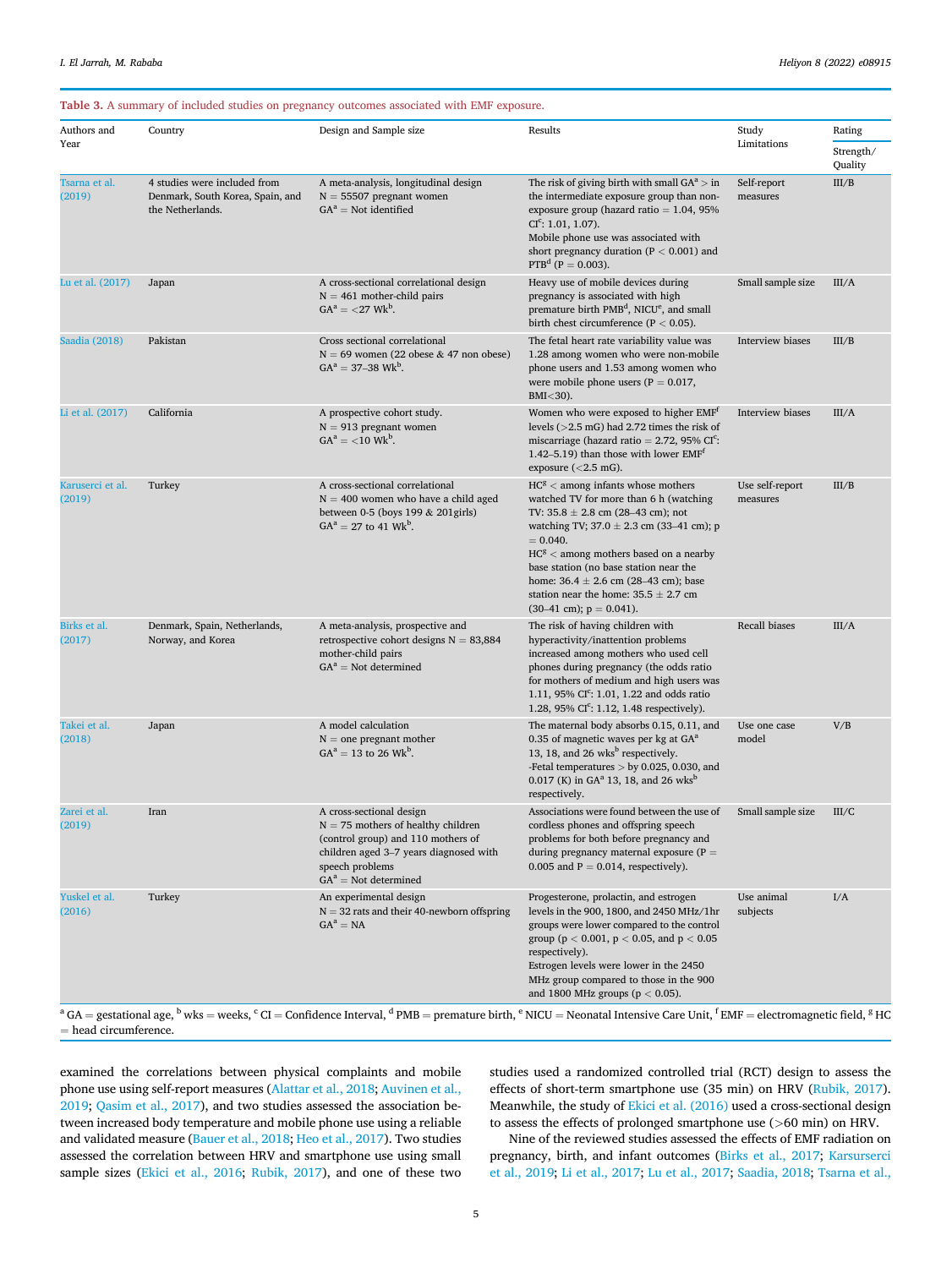**Table 3.** A summary of included studies on pregnancy outcomes associated with EMF exposure.

| Authors and Year | Country | Design and Sample size | Results | Study Limitations | Rating Strength/ Quality |
|---|---|---|---|---|---|
| Tsarna et al. (2019) | 4 studies were included from Denmark, South Korea, Spain, and the Netherlands. | A meta-analysis, longitudinal design N = 55507 pregnant women GA[a] = Not identified | The risk of giving birth with small GA[a] > in the intermediate exposure group than non-exposure group (hazard ratio = 1.04, 95% CI[c]: 1.01, 1.07). Mobile phone use was associated with short pregnancy duration ($P < 0.001$) and PTB[d] ($P = 0.003$). | Self-report measures | III/B |
| Lu et al. (2017) | Japan | A cross-sectional correlational design N = 461 mother-child pairs GA[a] = <27 Wk[b]. | Heavy use of mobile devices during pregnancy is associated with high premature birth PMB[d], NICU[e], and small birth chest circumference ($P < 0.05$). | Small sample size | III/A |
| Saadia (2018) | Pakistan | Cross sectional correlational N = 69 women (22 obese & 47 non obese) GA[a] = 37–38 Wk[b]. | The fetal heart rate variability value was 1.28 among women who were non-mobile phone users and 1.53 among women who were mobile phone users ($P = 0.017$, BMI<30). | Interview biases | III/B |
| Li et al. (2017) | California | A prospective cohort study. N = 913 pregnant women GA[a] = <10 Wk[b]. | Women who were exposed to higher EMF[f] levels (>2.5 mG) had 2.72 times the risk of miscarriage (hazard ratio = 2.72, 95% CI[c]: 1.42–5.19) than those with lower EMF[f] exposure (<2.5 mG). | Interview biases | III/A |
| Karuserci et al. (2019) | Turkey | A cross-sectional correlational N = 400 women who have a child aged between 0-5 (boys 199 & 201girls) GA[a] = 27 to 41 Wk[b]. | HC[g] < among infants whose mothers watched TV for more than 6 h (watching TV: 35.8 ± 2.8 cm (28–43 cm); not watching TV; 37.0 ± 2.3 cm (33–41 cm); $p = 0.040$. HC[g] < among mothers based on a nearby base station (no base station near the home: 36.4 ± 2.6 cm (28–43 cm); base station near the home: 35.5 ± 2.7 cm (30–41 cm); $p = 0.041$). | Use self-report measures | III/B |
| Birks et al. (2017) | Denmark, Spain, Netherlands, Norway, and Korea | A meta-analysis, prospective and retrospective cohort designs N = 83,884 mother-child pairs GA[a] = Not determined | The risk of having children with hyperactivity/inattention problems increased among mothers who used cell phones during pregnancy (the odds ratio for mothers of medium and high users was 1.11, 95% CI[c]: 1.01, 1.22 and odds ratio 1.28, 95% CI[c]: 1.12, 1.48 respectively). | Recall biases | III/A |
| Takei et al. (2018) | Japan | A model calculation N = one pregnant mother GA[a] = 13 to 26 Wk[b]. | The maternal body absorbs 0.15, 0.11, and 0.35 of magnetic waves per kg at GA[a] 13, 18, and 26 wks[b] respectively. -Fetal temperatures > by 0.025, 0.030, and 0.017 (K) in GA[a] 13, 18, and 26 wks[b] respectively. | Use one case model | V/B |
| Zarei et al. (2019) | Iran | A cross-sectional design N = 75 mothers of healthy children (control group) and 110 mothers of children aged 3–7 years diagnosed with speech problems GA[a] = Not determined | Associations were found between the use of cordless phones and offspring speech problems for both before pregnancy and during pregnancy maternal exposure ($P = 0.005$ and $P = 0.014$, respectively). | Small sample size | III/C |
| Yuskel et al. (2016) | Turkey | An experimental design N = 32 rats and their 40-newborn offspring GA[a] = NA | Progesterone, prolactin, and estrogen levels in the 900, 1800, and 2450 MHz/1hr groups were lower compared to the control group ($p < 0.001$, $p < 0.05$, and $p < 0.05$ respectively). Estrogen levels were lower in the 2450 MHz group compared to those in the 900 and 1800 MHz groups ($p < 0.05$). | Use animal subjects | I/A |

[a] GA = gestational age, [b] wks = weeks, [c] CI = Confidence Interval, [d] PMB = premature birth, [e] NICU = Neonatal Intensive Care Unit, [f] EMF = electromagnetic field, [g] HC = head circumference.

examined the correlations between physical complaints and mobile phone use using self-report measures (Alattar et al., 2018; Auvinen et al., 2019; Qasim et al., 2017), and two studies assessed the association between increased body temperature and mobile phone use using a reliable and validated measure (Bauer et al., 2018; Heo et al., 2017). Two studies assessed the correlation between HRV and smartphone use using small sample sizes (Ekici et al., 2016; Rubik, 2017), and one of these two studies used a randomized controlled trial (RCT) design to assess the effects of short-term smartphone use (35 min) on HRV (Rubik, 2017). Meanwhile, the study of Ekici et al. (2016) used a cross-sectional design to assess the effects of prolonged smartphone use (>60 min) on HRV.

Nine of the reviewed studies assessed the effects of EMF radiation on pregnancy, birth, and infant outcomes (Birks et al., 2017; Karsurserci et al., 2019; Li et al., 2017; Lu et al., 2017; Saadia, 2018; Tsarna et al.,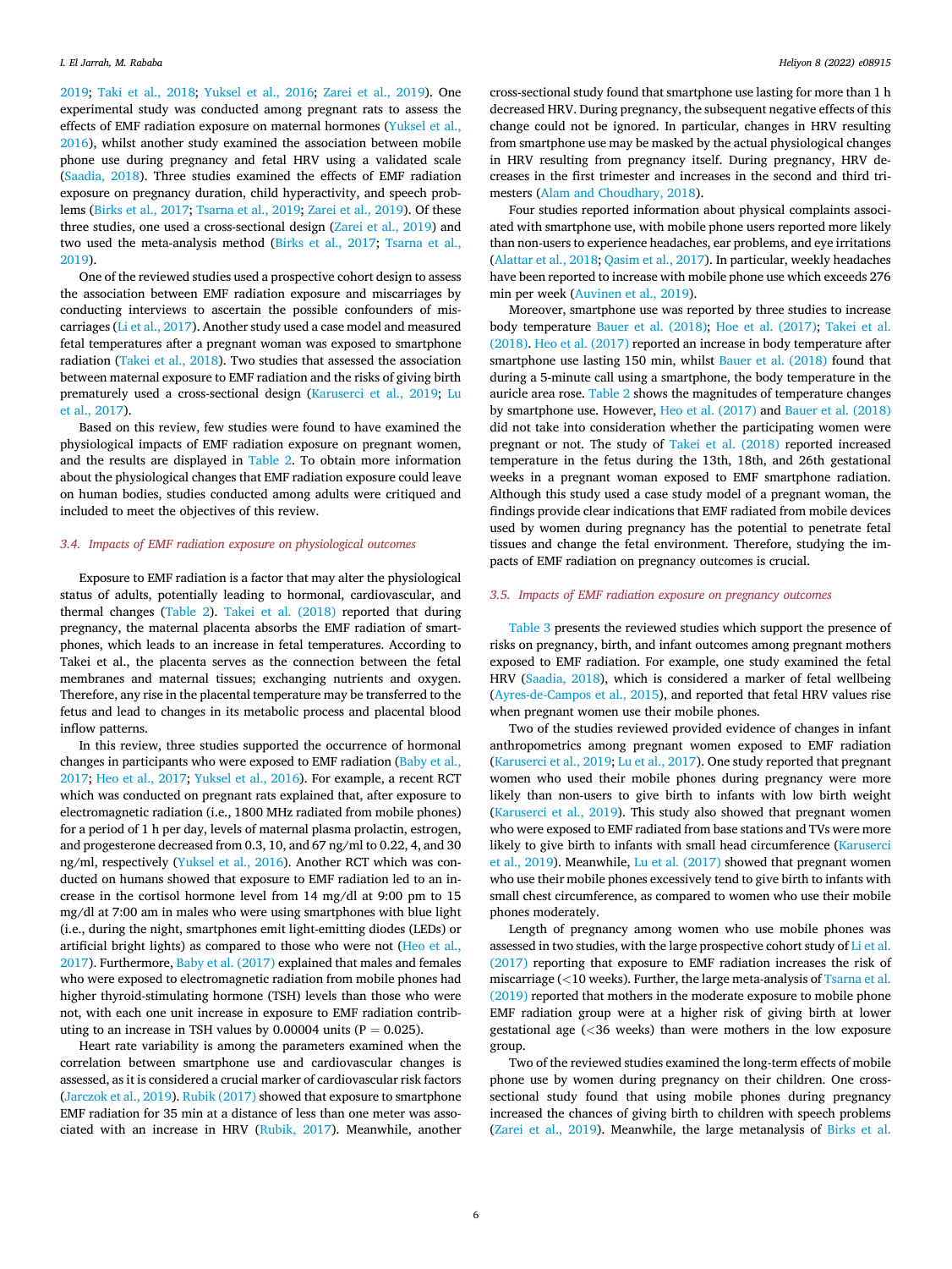2019; Taki et al., 2018; Yuksel et al., 2016; Zarei et al., 2019). One experimental study was conducted among pregnant rats to assess the effects of EMF radiation exposure on maternal hormones (Yuksel et al., 2016), whilst another study examined the association between mobile phone use during pregnancy and fetal HRV using a validated scale (Saadia, 2018). Three studies examined the effects of EMF radiation exposure on pregnancy duration, child hyperactivity, and speech problems (Birks et al., 2017; Tsarna et al., 2019; Zarei et al., 2019). Of these three studies, one used a cross-sectional design (Zarei et al., 2019) and two used the meta-analysis method (Birks et al., 2017; Tsarna et al., 2019).

One of the reviewed studies used a prospective cohort design to assess the association between EMF radiation exposure and miscarriages by conducting interviews to ascertain the possible confounders of miscarriages (Li et al., 2017). Another study used a case model and measured fetal temperatures after a pregnant woman was exposed to smartphone radiation (Takei et al., 2018). Two studies that assessed the association between maternal exposure to EMF radiation and the risks of giving birth prematurely used a cross-sectional design (Karuserci et al., 2019; Lu et al., 2017).

Based on this review, few studies were found to have examined the physiological impacts of EMF radiation exposure on pregnant women, and the results are displayed in Table 2. To obtain more information about the physiological changes that EMF radiation exposure could leave on human bodies, studies conducted among adults were critiqued and included to meet the objectives of this review.

### 3.4. Impacts of EMF radiation exposure on physiological outcomes

Exposure to EMF radiation is a factor that may alter the physiological status of adults, potentially leading to hormonal, cardiovascular, and thermal changes (Table 2). Takei et al. (2018) reported that during pregnancy, the maternal placenta absorbs the EMF radiation of smartphones, which leads to an increase in fetal temperatures. According to Takei et al., the placenta serves as the connection between the fetal membranes and maternal tissues; exchanging nutrients and oxygen. Therefore, any rise in the placental temperature may be transferred to the fetus and lead to changes in its metabolic process and placental blood inflow patterns.

In this review, three studies supported the occurrence of hormonal changes in participants who were exposed to EMF radiation (Baby et al., 2017; Heo et al., 2017; Yuksel et al., 2016). For example, a recent RCT which was conducted on pregnant rats explained that, after exposure to electromagnetic radiation (i.e., 1800 MHz radiated from mobile phones) for a period of 1 h per day, levels of maternal plasma prolactin, estrogen, and progesterone decreased from 0.3, 10, and 67 ng/ml to 0.22, 4, and 30 ng/ml, respectively (Yuksel et al., 2016). Another RCT which was conducted on humans showed that exposure to EMF radiation led to an increase in the cortisol hormone level from 14 mg/dl at 9:00 pm to 15 mg/dl at 7:00 am in males who were using smartphones with blue light (i.e., during the night, smartphones emit light-emitting diodes (LEDs) or artificial bright lights) as compared to those who were not (Heo et al., 2017). Furthermore, Baby et al. (2017) explained that males and females who were exposed to electromagnetic radiation from mobile phones had higher thyroid-stimulating hormone (TSH) levels than those who were not, with each one unit increase in exposure to EMF radiation contributing to an increase in TSH values by 0.00004 units ($P = 0.025$).

Heart rate variability is among the parameters examined when the correlation between smartphone use and cardiovascular changes is assessed, as it is considered a crucial marker of cardiovascular risk factors (Jarczok et al., 2019). Rubik (2017) showed that exposure to smartphone EMF radiation for 35 min at a distance of less than one meter was associated with an increase in HRV (Rubik, 2017). Meanwhile, another cross-sectional study found that smartphone use lasting for more than 1 h decreased HRV. During pregnancy, the subsequent negative effects of this change could not be ignored. In particular, changes in HRV resulting from smartphone use may be masked by the actual physiological changes in HRV resulting from pregnancy itself. During pregnancy, HRV decreases in the first trimester and increases in the second and third trimesters (Alam and Choudhary, 2018).

Four studies reported information about physical complaints associated with smartphone use, with mobile phone users reported more likely than non-users to experience headaches, ear problems, and eye irritations (Alattar et al., 2018; Qasim et al., 2017). In particular, weekly headaches have been reported to increase with mobile phone use which exceeds 276 min per week (Auvinen et al., 2019).

Moreover, smartphone use was reported by three studies to increase body temperature Bauer et al. (2018); Hoe et al. (2017); Takei et al. (2018). Heo et al. (2017) reported an increase in body temperature after smartphone use lasting 150 min, whilst Bauer et al. (2018) found that during a 5-minute call using a smartphone, the body temperature in the auricle area rose. Table 2 shows the magnitudes of temperature changes by smartphone use. However, Heo et al. (2017) and Bauer et al. (2018) did not take into consideration whether the participating women were pregnant or not. The study of Takei et al. (2018) reported increased temperature in the fetus during the 13th, 18th, and 26th gestational weeks in a pregnant woman exposed to EMF smartphone radiation. Although this study used a case study model of a pregnant woman, the findings provide clear indications that EMF radiated from mobile devices used by women during pregnancy has the potential to penetrate fetal tissues and change the fetal environment. Therefore, studying the impacts of EMF radiation on pregnancy outcomes is crucial.

### 3.5. Impacts of EMF radiation exposure on pregnancy outcomes

Table 3 presents the reviewed studies which support the presence of risks on pregnancy, birth, and infant outcomes among pregnant mothers exposed to EMF radiation. For example, one study examined the fetal HRV (Saadia, 2018), which is considered a marker of fetal wellbeing (Ayres-de-Campos et al., 2015), and reported that fetal HRV values rise when pregnant women use their mobile phones.

Two of the studies reviewed provided evidence of changes in infant anthropometrics among pregnant women exposed to EMF radiation (Karuserci et al., 2019; Lu et al., 2017). One study reported that pregnant women who used their mobile phones during pregnancy were more likely than non-users to give birth to infants with low birth weight (Karuserci et al., 2019). This study also showed that pregnant women who were exposed to EMF radiated from base stations and TVs were more likely to give birth to infants with small head circumference (Karuserci et al., 2019). Meanwhile, Lu et al. (2017) showed that pregnant women who use their mobile phones excessively tend to give birth to infants with small chest circumference, as compared to women who use their mobile phones moderately.

Length of pregnancy among women who use mobile phones was assessed in two studies, with the large prospective cohort study of Li et al. (2017) reporting that exposure to EMF radiation increases the risk of miscarriage (<10 weeks). Further, the large meta-analysis of Tsarna et al. (2019) reported that mothers in the moderate exposure to mobile phone EMF radiation group were at a higher risk of giving birth at lower gestational age (<36 weeks) than were mothers in the low exposure group.

Two of the reviewed studies examined the long-term effects of mobile phone use by women during pregnancy on their children. One cross-sectional study found that using mobile phones during pregnancy increased the chances of giving birth to children with speech problems (Zarei et al., 2019). Meanwhile, the large metanalysis of Birks et al.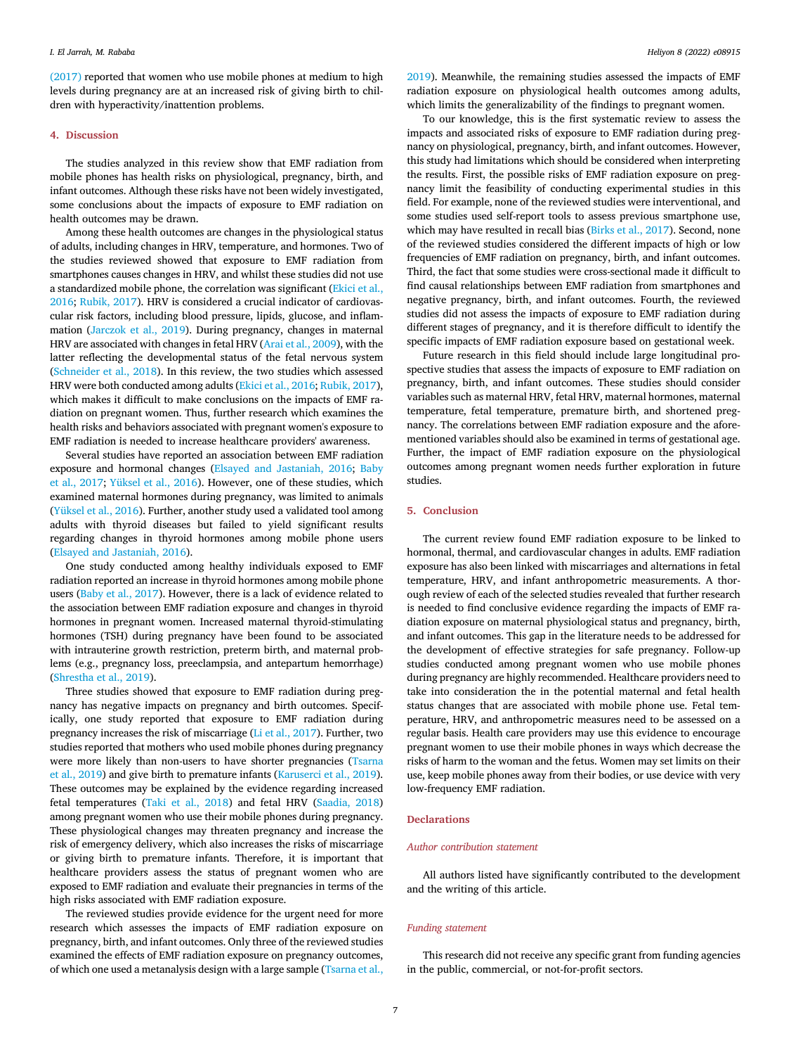(2017) reported that women who use mobile phones at medium to high levels during pregnancy are at an increased risk of giving birth to children with hyperactivity/inattention problems.

## 4. Discussion

The studies analyzed in this review show that EMF radiation from mobile phones has health risks on physiological, pregnancy, birth, and infant outcomes. Although these risks have not been widely investigated, some conclusions about the impacts of exposure to EMF radiation on health outcomes may be drawn.

Among these health outcomes are changes in the physiological status of adults, including changes in HRV, temperature, and hormones. Two of the studies reviewed showed that exposure to EMF radiation from smartphones causes changes in HRV, and whilst these studies did not use a standardized mobile phone, the correlation was significant (Ekici et al., 2016; Rubik, 2017). HRV is considered a crucial indicator of cardiovascular risk factors, including blood pressure, lipids, glucose, and inflammation (Jarczok et al., 2019). During pregnancy, changes in maternal HRV are associated with changes in fetal HRV (Arai et al., 2009), with the latter reflecting the developmental status of the fetal nervous system (Schneider et al., 2018). In this review, the two studies which assessed HRV were both conducted among adults (Ekici et al., 2016; Rubik, 2017), which makes it difficult to make conclusions on the impacts of EMF radiation on pregnant women. Thus, further research which examines the health risks and behaviors associated with pregnant women's exposure to EMF radiation is needed to increase healthcare providers' awareness.

Several studies have reported an association between EMF radiation exposure and hormonal changes (Elsayed and Jastaniah, 2016; Baby et al., 2017; Yüksel et al., 2016). However, one of these studies, which examined maternal hormones during pregnancy, was limited to animals (Yüksel et al., 2016). Further, another study used a validated tool among adults with thyroid diseases but failed to yield significant results regarding changes in thyroid hormones among mobile phone users (Elsayed and Jastaniah, 2016).

One study conducted among healthy individuals exposed to EMF radiation reported an increase in thyroid hormones among mobile phone users (Baby et al., 2017). However, there is a lack of evidence related to the association between EMF radiation exposure and changes in thyroid hormones in pregnant women. Increased maternal thyroid-stimulating hormones (TSH) during pregnancy have been found to be associated with intrauterine growth restriction, preterm birth, and maternal problems (e.g., pregnancy loss, preeclampsia, and antepartum hemorrhage) (Shrestha et al., 2019).

Three studies showed that exposure to EMF radiation during pregnancy has negative impacts on pregnancy and birth outcomes. Specifically, one study reported that exposure to EMF radiation during pregnancy increases the risk of miscarriage (Li et al., 2017). Further, two studies reported that mothers who used mobile phones during pregnancy were more likely than non-users to have shorter pregnancies (Tsarna et al., 2019) and give birth to premature infants (Karuserci et al., 2019). These outcomes may be explained by the evidence regarding increased fetal temperatures (Taki et al., 2018) and fetal HRV (Saadia, 2018) among pregnant women who use their mobile phones during pregnancy. These physiological changes may threaten pregnancy and increase the risk of emergency delivery, which also increases the risks of miscarriage or giving birth to premature infants. Therefore, it is important that healthcare providers assess the status of pregnant women who are exposed to EMF radiation and evaluate their pregnancies in terms of the high risks associated with EMF radiation exposure.

The reviewed studies provide evidence for the urgent need for more research which assesses the impacts of EMF radiation exposure on pregnancy, birth, and infant outcomes. Only three of the reviewed studies examined the effects of EMF radiation exposure on pregnancy outcomes, of which one used a metanalysis design with a large sample (Tsarna et al., 2019). Meanwhile, the remaining studies assessed the impacts of EMF radiation exposure on physiological health outcomes among adults, which limits the generalizability of the findings to pregnant women.

To our knowledge, this is the first systematic review to assess the impacts and associated risks of exposure to EMF radiation during pregnancy on physiological, pregnancy, birth, and infant outcomes. However, this study had limitations which should be considered when interpreting the results. First, the possible risks of EMF radiation exposure on pregnancy limit the feasibility of conducting experimental studies in this field. For example, none of the reviewed studies were interventional, and some studies used self-report tools to assess previous smartphone use, which may have resulted in recall bias (Birks et al., 2017). Second, none of the reviewed studies considered the different impacts of high or low frequencies of EMF radiation on pregnancy, birth, and infant outcomes. Third, the fact that some studies were cross-sectional made it difficult to find causal relationships between EMF radiation from smartphones and negative pregnancy, birth, and infant outcomes. Fourth, the reviewed studies did not assess the impacts of exposure to EMF radiation during different stages of pregnancy, and it is therefore difficult to identify the specific impacts of EMF radiation exposure based on gestational week.

Future research in this field should include large longitudinal prospective studies that assess the impacts of exposure to EMF radiation on pregnancy, birth, and infant outcomes. These studies should consider variables such as maternal HRV, fetal HRV, maternal hormones, maternal temperature, fetal temperature, premature birth, and shortened pregnancy. The correlations between EMF radiation exposure and the aforementioned variables should also be examined in terms of gestational age. Further, the impact of EMF radiation exposure on the physiological outcomes among pregnant women needs further exploration in future studies.

## 5. Conclusion

The current review found EMF radiation exposure to be linked to hormonal, thermal, and cardiovascular changes in adults. EMF radiation exposure has also been linked with miscarriages and alternations in fetal temperature, HRV, and infant anthropometric measurements. A thorough review of each of the selected studies revealed that further research is needed to find conclusive evidence regarding the impacts of EMF radiation exposure on maternal physiological status and pregnancy, birth, and infant outcomes. This gap in the literature needs to be addressed for the development of effective strategies for safe pregnancy. Follow-up studies conducted among pregnant women who use mobile phones during pregnancy are highly recommended. Healthcare providers need to take into consideration the in the potential maternal and fetal health status changes that are associated with mobile phone use. Fetal temperature, HRV, and anthropometric measures need to be assessed on a regular basis. Health care providers may use this evidence to encourage pregnant women to use their mobile phones in ways which decrease the risks of harm to the woman and the fetus. Women may set limits on their use, keep mobile phones away from their bodies, or use device with very low-frequency EMF radiation.

## Declarations

### *Author contribution statement*

All authors listed have significantly contributed to the development and the writing of this article.

### *Funding statement*

This research did not receive any specific grant from funding agencies in the public, commercial, or not-for-profit sectors.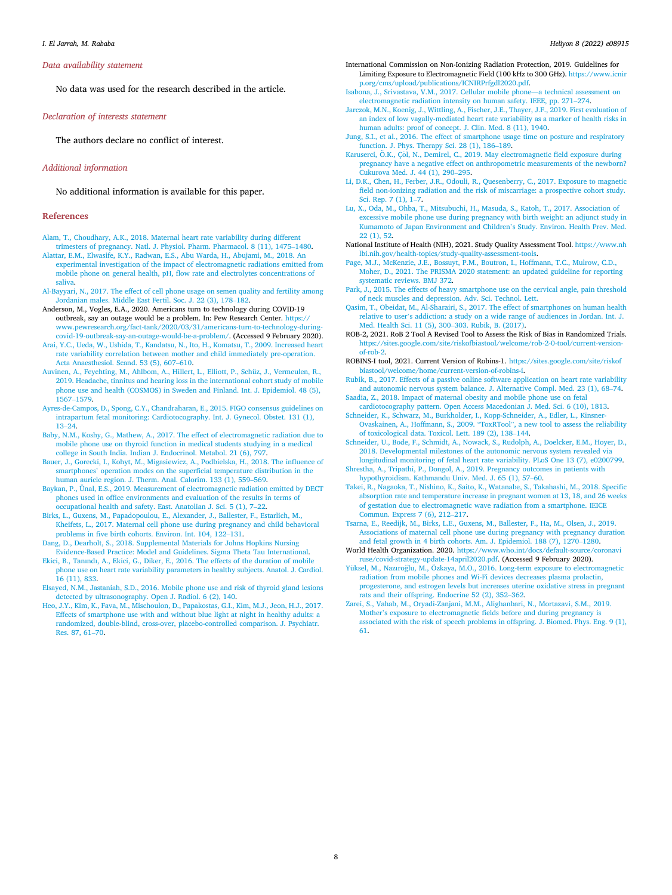## Data availability statement

No data was used for the research described in the article.

## Declaration of interests statement

The authors declare no conflict of interest.

## Additional information

No additional information is available for this paper.

## References

Alam, T., Choudhary, A.K., 2018. Maternal heart rate variability during different trimesters of pregnancy. Natl. J. Physiol. Pharm. Pharmacol. 8 (11), 1475–1480.

Alattar, E.M., Elwasife, K.Y., Radwan, E.S., Abu Warda, H., Abujami, M., 2018. An experimental investigation of the impact of electromagnetic radiations emitted from mobile phone on general health, pH, flow rate and electrolytes concentrations of saliva.

Al-Bayyari, N., 2017. The effect of cell phone usage on semen quality and fertility among Jordanian males. Middle East Fertil. Soc. J. 22 (3), 178–182.

Anderson, M., Vogles, E.A., 2020. Americans turn to technology during COVID-19 outbreak, say an outage would be a problem. In: Pew Research Center. https://www.pewresearch.org/fact-tank/2020/03/31/americans-turn-to-technology-during-covid-19-outbreak-say-an-outage-would-be-a-problem/. (Accessed 9 February 2020).

Arai, Y.C., Ueda, W., Ushida, T., Kandatsu, N., Ito, H., Komatsu, T., 2009. Increased heart rate variability correlation between mother and child immediately pre-operation. Acta Anaesthesiol. Scand. 53 (5), 607–610.

Auvinen, A., Feychting, M., Ahlbom, A., Hillert, L., Elliott, P., Schüz, J., Vermeulen, R., 2019. Headache, tinnitus and hearing loss in the international cohort study of mobile phone use and health (COSMOS) in Sweden and Finland. Int. J. Epidemiol. 48 (5), 1567–1579.

Ayres-de-Campos, D., Spong, C.Y., Chandraharan, E., 2015. FIGO consensus guidelines on intrapartum fetal monitoring: Cardiotocography. Int. J. Gynecol. Obstet. 131 (1), 13–24.

Baby, N.M., Koshy, G., Mathew, A., 2017. The effect of electromagnetic radiation due to mobile phone use on thyroid function in medical students studying in a medical college in South India. Indian J. Endocrinol. Metabol. 21 (6), 797.

Bauer, J., Gorecki, I., Kohyt, M., Migasiewicz, A., Podbielska, H., 2018. The influence of smartphones' operation modes on the superficial temperature distribution in the human auricle region. J. Therm. Anal. Calorim. 133 (1), 559–569.

Baykan, P., Ünal, E.S., 2019. Measurement of electromagnetic radiation emitted by DECT phones used in office environments and evaluation of the results in terms of occupational health and safety. East. Anatolian J. Sci. 5 (1), 7–22.

Birks, L., Guxens, M., Papadopoulou, E., Alexander, J., Ballester, F., Estarlich, M., Kheifets, L., 2017. Maternal cell phone use during pregnancy and child behavioral problems in five birth cohorts. Environ. Int. 104, 122–131.

Dang, D., Dearholt, S., 2018. Supplemental Materials for Johns Hopkins Nursing Evidence-Based Practice: Model and Guidelines. Sigma Theta Tau International.

Ekici, B., Tanındı, A., Ekici, G., Diker, E., 2016. The effects of the duration of mobile phone use on heart rate variability parameters in healthy subjects. Anatol. J. Cardiol. 16 (11), 833.

Elsayed, N.M., Jastaniah, S.D., 2016. Mobile phone use and risk of thyroid gland lesions detected by ultrasonography. Open J. Radiol. 6 (2), 140.

Heo, J.Y., Kim, K., Fava, M., Mischoulon, D., Papakostas, G.I., Kim, M.J., Jeon, H.J., 2017. Effects of smartphone use with and without blue light at night in healthy adults: a randomized, double-blind, cross-over, placebo-controlled comparison. J. Psychiatr. Res. 87, 61–70.

International Commission on Non-Ionizing Radiation Protection, 2019. Guidelines for Limiting Exposure to Electromagnetic Field (100 kHz to 300 GHz). https://www.icnirp.org/cms/upload/publications/ICNIRPrfgdl2020.pdf.

Isabona, J., Srivastava, V.M., 2017. Cellular mobile phone—a technical assessment on electromagnetic radiation intensity on human safety. IEEE, pp. 271–274.

Jarczok, M.N., Koenig, J., Wittling, A., Fischer, J.E., Thayer, J.F., 2019. First evaluation of an index of low vagally-mediated heart rate variability as a marker of health risks in human adults: proof of concept. J. Clin. Med. 8 (11), 1940.

Jung, S.I., et al., 2016. The effect of smartphone usage time on posture and respiratory function. J. Phys. Therapy Sci. 28 (1), 186–189.

Karuserci, Ö.K., Çöl, N., Demirel, C., 2019. May electromagnetic field exposure during pregnancy have a negative effect on anthropometric measurements of the newborn? Cukurova Med. J. 44 (1), 290–295.

Li, D.K., Chen, H., Ferber, J.R., Odouli, R., Quesenberry, C., 2017. Exposure to magnetic field non-ionizing radiation and the risk of miscarriage: a prospective cohort study. Sci. Rep. 7 (1), 1–7.

Lu, X., Oda, M., Ohba, T., Mitsubuchi, H., Masuda, S., Katoh, T., 2017. Association of excessive mobile phone use during pregnancy with birth weight: an adjunct study in Kumamoto of Japan Environment and Children's Study. Environ. Health Prev. Med. 22 (1), 52.

National Institute of Health (NIH), 2021. Study Quality Assessment Tool. https://www.nhlbi.nih.gov/health-topics/study-quality-assessment-tools.

Page, M.J., McKenzie, J.E., Bossuyt, P.M., Boutron, I., Hoffmann, T.C., Mulrow, C.D., Moher, D., 2021. The PRISMA 2020 statement: an updated guideline for reporting systematic reviews. BMJ 372.

Park, J., 2015. The effects of heavy smartphone use on the cervical angle, pain threshold of neck muscles and depression. Adv. Sci. Technol. Lett.

Qasim, T., Obeidat, M., Al-Sharairi, S., 2017. The effect of smartphones on human health relative to user's addiction: a study on a wide range of audiences in Jordan. Int. J. Med. Health Sci. 11 (5), 300–303. Rubik, B. (2017).

ROB-2, 2021. RoB 2 Tool A Revised Tool to Assess the Risk of Bias in Randomized Trials. https://sites.google.com/site/riskofbiastool/welcome/rob-2-0-tool/current-version-of-rob-2.

ROBINS-I tool, 2021. Current Version of Robins-1. https://sites.google.com/site/riskofbiastool/welcome/home/current-version-of-robins-i.

Rubik, B., 2017. Effects of a passive online software application on heart rate variability and autonomic nervous system balance. J. Alternative Compl. Med. 23 (1), 68–74.

Saadia, Z., 2018. Impact of maternal obesity and mobile phone use on fetal cardiotocography pattern. Open Access Macedonian J. Med. Sci. 6 (10), 1813.

Schneider, K., Schwarz, M., Burkholder, I., Kopp-Schneider, A., Edler, L., Kinsner-Ovaskainen, A., Hoffmann, S., 2009. "ToxRTool", a new tool to assess the reliability of toxicological data. Toxicol. Lett. 189 (2), 138–144.

Schneider, U., Bode, F., Schmidt, A., Nowack, S., Rudolph, A., Doelcker, E.M., Hoyer, D., 2018. Developmental milestones of the autonomic nervous system revealed via longitudinal monitoring of fetal heart rate variability. PLoS One 13 (7), e0200799.

Shrestha, A., Tripathi, P., Dongol, A., 2019. Pregnancy outcomes in patients with hypothyroidism. Kathmandu Univ. Med. J. 65 (1), 57–60.

Takei, R., Nagaoka, T., Nishino, K., Saito, K., Watanabe, S., Takahashi, M., 2018. Specific absorption rate and temperature increase in pregnant women at 13, 18, and 26 weeks of gestation due to electromagnetic wave radiation from a smartphone. IEICE Commun. Express 7 (6), 212–217.

Tsarna, E., Reedijk, M., Birks, L.E., Guxens, M., Ballester, F., Ha, M., Olsen, J., 2019. Associations of maternal cell phone use during pregnancy with pregnancy duration and fetal growth in 4 birth cohorts. Am. J. Epidemiol. 188 (7), 1270–1280.

World Health Organization. 2020. https://www.who.int/docs/default-source/coronaviruse/covid-strategy-update-14april2020.pdf. (Accessed 9 February 2020).

Yüksel, M., Nazıroğlu, M., Özkaya, M.O., 2016. Long-term exposure to electromagnetic radiation from mobile phones and Wi-Fi devices decreases plasma prolactin, progesterone, and estrogen levels but increases uterine oxidative stress in pregnant rats and their offspring. Endocrine 52 (2), 352–362.

Zarei, S., Vahab, M., Oryadi-Zanjani, M.M., Alighanbari, N., Mortazavi, S.M., 2019. Mother's exposure to electromagnetic fields before and during pregnancy is associated with the risk of speech problems in offspring. J. Biomed. Phys. Eng. 9 (1), 61.